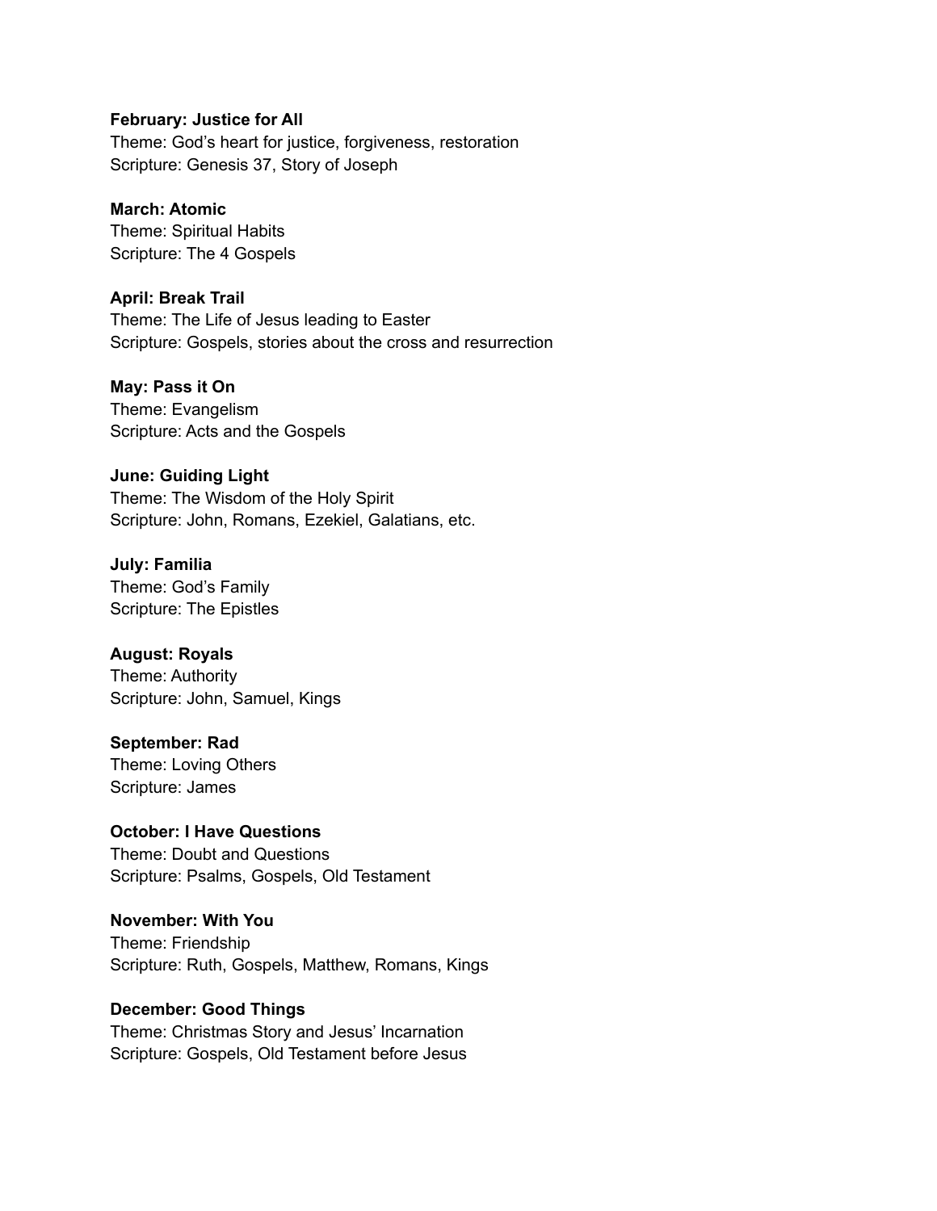**February: Justice for All**
Theme: God's heart for justice, forgiveness, restoration
Scripture: Genesis 37, Story of Joseph

**March: Atomic**
Theme: Spiritual Habits
Scripture: The 4 Gospels

**April: Break Trail**
Theme: The Life of Jesus leading to Easter
Scripture: Gospels, stories about the cross and resurrection

**May: Pass it On**
Theme: Evangelism
Scripture: Acts and the Gospels

**June: Guiding Light**
Theme: The Wisdom of the Holy Spirit
Scripture: John, Romans, Ezekiel, Galatians, etc.

**July: Familia**
Theme: God's Family
Scripture: The Epistles

**August: Royals**
Theme: Authority
Scripture: John, Samuel, Kings

**September: Rad**
Theme: Loving Others
Scripture: James

**October: I Have Questions**
Theme: Doubt and Questions
Scripture: Psalms, Gospels, Old Testament

**November: With You**
Theme: Friendship
Scripture: Ruth, Gospels, Matthew, Romans, Kings

**December: Good Things**
Theme: Christmas Story and Jesus' Incarnation
Scripture: Gospels, Old Testament before Jesus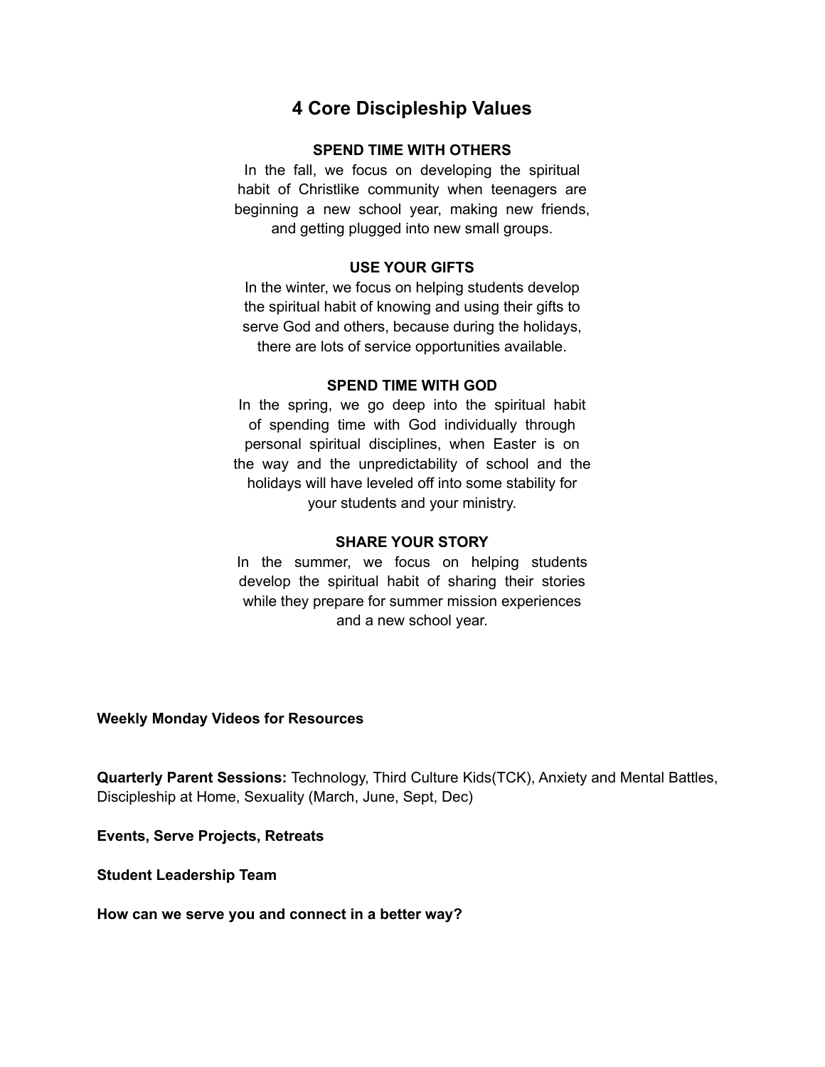# 4 Core Discipleship Values

### SPEND TIME WITH OTHERS

In the fall, we focus on developing the spiritual habit of Christlike community when teenagers are beginning a new school year, making new friends, and getting plugged into new small groups.

### USE YOUR GIFTS

In the winter, we focus on helping students develop the spiritual habit of knowing and using their gifts to serve God and others, because during the holidays, there are lots of service opportunities available.

### SPEND TIME WITH GOD

In the spring, we go deep into the spiritual habit of spending time with God individually through personal spiritual disciplines, when Easter is on the way and the unpredictability of school and the holidays will have leveled off into some stability for your students and your ministry.

### SHARE YOUR STORY

In the summer, we focus on helping students develop the spiritual habit of sharing their stories while they prepare for summer mission experiences and a new school year.

**Weekly Monday Videos for Resources**

**Quarterly Parent Sessions:** Technology, Third Culture Kids(TCK), Anxiety and Mental Battles, Discipleship at Home, Sexuality (March, June, Sept, Dec)

**Events, Serve Projects, Retreats**

**Student Leadership Team**

**How can we serve you and connect in a better way?**